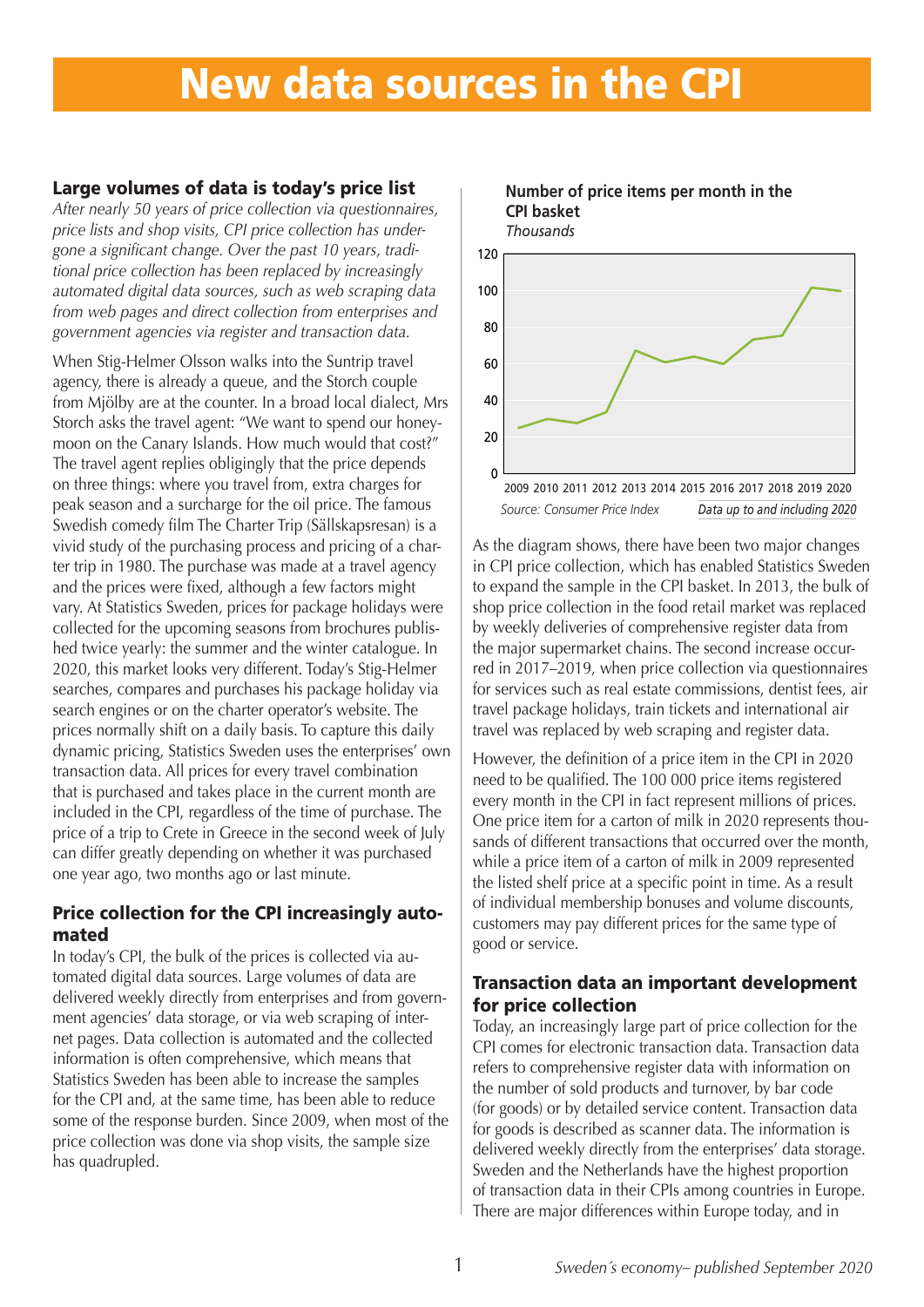# New data sources in the CPI

## Large volumes of data is today's price list

*After nearly 50 years of price collection via questionnaires, price lists and shop visits, CPI price collection has undergone a significant change. Over the past 10 years, traditional price collection has been replaced by increasingly automated digital data sources, such as web scraping data from web pages and direct collection from enterprises and government agencies via register and transaction data.*

When Stig-Helmer Olsson walks into the Suntrip travel agency, there is already a queue, and the Storch couple from Mjölby are at the counter. In a broad local dialect, Mrs Storch asks the travel agent: "We want to spend our honeymoon on the Canary Islands. How much would that cost?" The travel agent replies obligingly that the price depends on three things: where you travel from, extra charges for peak season and a surcharge for the oil price. The famous Swedish comedy film The Charter Trip (Sällskapsresan) is a vivid study of the purchasing process and pricing of a charter trip in 1980. The purchase was made at a travel agency and the prices were fixed, although a few factors might vary. At Statistics Sweden, prices for package holidays were collected for the upcoming seasons from brochures published twice yearly: the summer and the winter catalogue. In 2020, this market looks very different. Today's Stig-Helmer searches, compares and purchases his package holiday via search engines or on the charter operator's website. The prices normally shift on a daily basis. To capture this daily dynamic pricing, Statistics Sweden uses the enterprises' own transaction data. All prices for every travel combination that is purchased and takes place in the current month are included in the CPI, regardless of the time of purchase. The price of a trip to Crete in Greece in the second week of July can differ greatly depending on whether it was purchased one year ago, two months ago or last minute.

## Price collection for the CPI increasingly automated

In today's CPI, the bulk of the prices is collected via automated digital data sources. Large volumes of data are delivered weekly directly from enterprises and from government agencies' data storage, or via web scraping of internet pages. Data collection is automated and the collected information is often comprehensive, which means that Statistics Sweden has been able to increase the samples for the CPI and, at the same time, has been able to reduce some of the response burden. Since 2009, when most of the price collection was done via shop visits, the sample size has quadrupled.

**Number of price items per month in the CPI basket**
*Thousands*

| Year | Approx. thousands |
|---|---|
| 2009 | 25 |
| 2010 | 30 |
| 2011 | 28 |
| 2012 | 34 |
| 2013 | 67 |
| 2014 | 61 |
| 2015 | 64 |
| 2016 | 60 |
| 2017 | 73 |
| 2018 | 75 |
| 2019 | 102 |
| 2020 | 100 |

*Source: Consumer Price Index* — *Data up to and including 2020*

As the diagram shows, there have been two major changes in CPI price collection, which has enabled Statistics Sweden to expand the sample in the CPI basket. In 2013, the bulk of shop price collection in the food retail market was replaced by weekly deliveries of comprehensive register data from the major supermarket chains. The second increase occurred in 2017–2019, when price collection via questionnaires for services such as real estate commissions, dentist fees, air travel package holidays, train tickets and international air travel was replaced by web scraping and register data.

However, the definition of a price item in the CPI in 2020 need to be qualified. The 100 000 price items registered every month in the CPI in fact represent millions of prices. One price item for a carton of milk in 2020 represents thousands of different transactions that occurred over the month, while a price item of a carton of milk in 2009 represented the listed shelf price at a specific point in time. As a result of individual membership bonuses and volume discounts, customers may pay different prices for the same type of good or service.

## Transaction data an important development for price collection

Today, an increasingly large part of price collection for the CPI comes for electronic transaction data. Transaction data refers to comprehensive register data with information on the number of sold products and turnover, by bar code (for goods) or by detailed service content. Transaction data for goods is described as scanner data. The information is delivered weekly directly from the enterprises' data storage. Sweden and the Netherlands have the highest proportion of transaction data in their CPIs among countries in Europe. There are major differences within Europe today, and in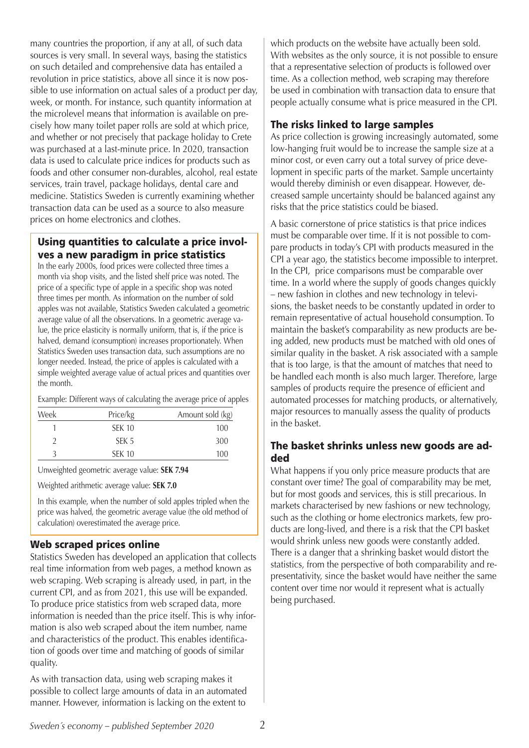many countries the proportion, if any at all, of such data sources is very small. In several ways, basing the statistics on such detailed and comprehensive data has entailed a revolution in price statistics, above all since it is now possible to use information on actual sales of a product per day, week, or month. For instance, such quantity information at the microlevel means that information is available on precisely how many toilet paper rolls are sold at which price, and whether or not precisely that package holiday to Crete was purchased at a last-minute price. In 2020, transaction data is used to calculate price indices for products such as foods and other consumer non-durables, alcohol, real estate services, train travel, package holidays, dental care and medicine. Statistics Sweden is currently examining whether transaction data can be used as a source to also measure prices on home electronics and clothes.

### Using quantities to calculate a price involves a new paradigm in price statistics

In the early 2000s, food prices were collected three times a month via shop visits, and the listed shelf price was noted. The price of a specific type of apple in a specific shop was noted three times per month. As information on the number of sold apples was not available, Statistics Sweden calculated a geometric average value of all the observations. In a geometric average value, the price elasticity is normally uniform, that is, if the price is halved, demand (consumption) increases proportionately. When Statistics Sweden uses transaction data, such assumptions are no longer needed. Instead, the price of apples is calculated with a simple weighted average value of actual prices and quantities over the month.

Example: Different ways of calculating the average price of apples

| Week | Price/kg | Amount sold (kg) |
|---|---|---|
| 1 | SEK 10 | 100 |
| 2 | SEK 5 | 300 |
| 3 | SEK 10 | 100 |

Unweighted geometric average value: **SEK 7.94**

Weighted arithmetic average value: **SEK 7.0**

In this example, when the number of sold apples tripled when the price was halved, the geometric average value (the old method of calculation) overestimated the average price.

## Web scraped prices online

Statistics Sweden has developed an application that collects real time information from web pages, a method known as web scraping. Web scraping is already used, in part, in the current CPI, and as from 2021, this use will be expanded. To produce price statistics from web scraped data, more information is needed than the price itself. This is why information is also web scraped about the item number, name and characteristics of the product. This enables identification of goods over time and matching of goods of similar quality.

As with transaction data, using web scraping makes it possible to collect large amounts of data in an automated manner. However, information is lacking on the extent to which products on the website have actually been sold. With websites as the only source, it is not possible to ensure that a representative selection of products is followed over time. As a collection method, web scraping may therefore be used in combination with transaction data to ensure that people actually consume what is price measured in the CPI.

## The risks linked to large samples

As price collection is growing increasingly automated, some low-hanging fruit would be to increase the sample size at a minor cost, or even carry out a total survey of price development in specific parts of the market. Sample uncertainty would thereby diminish or even disappear. However, decreased sample uncertainty should be balanced against any risks that the price statistics could be biased.

A basic cornerstone of price statistics is that price indices must be comparable over time. If it is not possible to compare products in today's CPI with products measured in the CPI a year ago, the statistics become impossible to interpret. In the CPI, price comparisons must be comparable over time. In a world where the supply of goods changes quickly – new fashion in clothes and new technology in televisions, the basket needs to be constantly updated in order to remain representative of actual household consumption. To maintain the basket's comparability as new products are being added, new products must be matched with old ones of similar quality in the basket. A risk associated with a sample that is too large, is that the amount of matches that need to be handled each month is also much larger. Therefore, large samples of products require the presence of efficient and automated processes for matching products, or alternatively, major resources to manually assess the quality of products in the basket.

## The basket shrinks unless new goods are added

What happens if you only price measure products that are constant over time? The goal of comparability may be met, but for most goods and services, this is still precarious. In markets characterised by new fashions or new technology, such as the clothing or home electronics markets, few products are long-lived, and there is a risk that the CPI basket would shrink unless new goods were constantly added. There is a danger that a shrinking basket would distort the statistics, from the perspective of both comparability and representativity, since the basket would have neither the same content over time nor would it represent what is actually being purchased.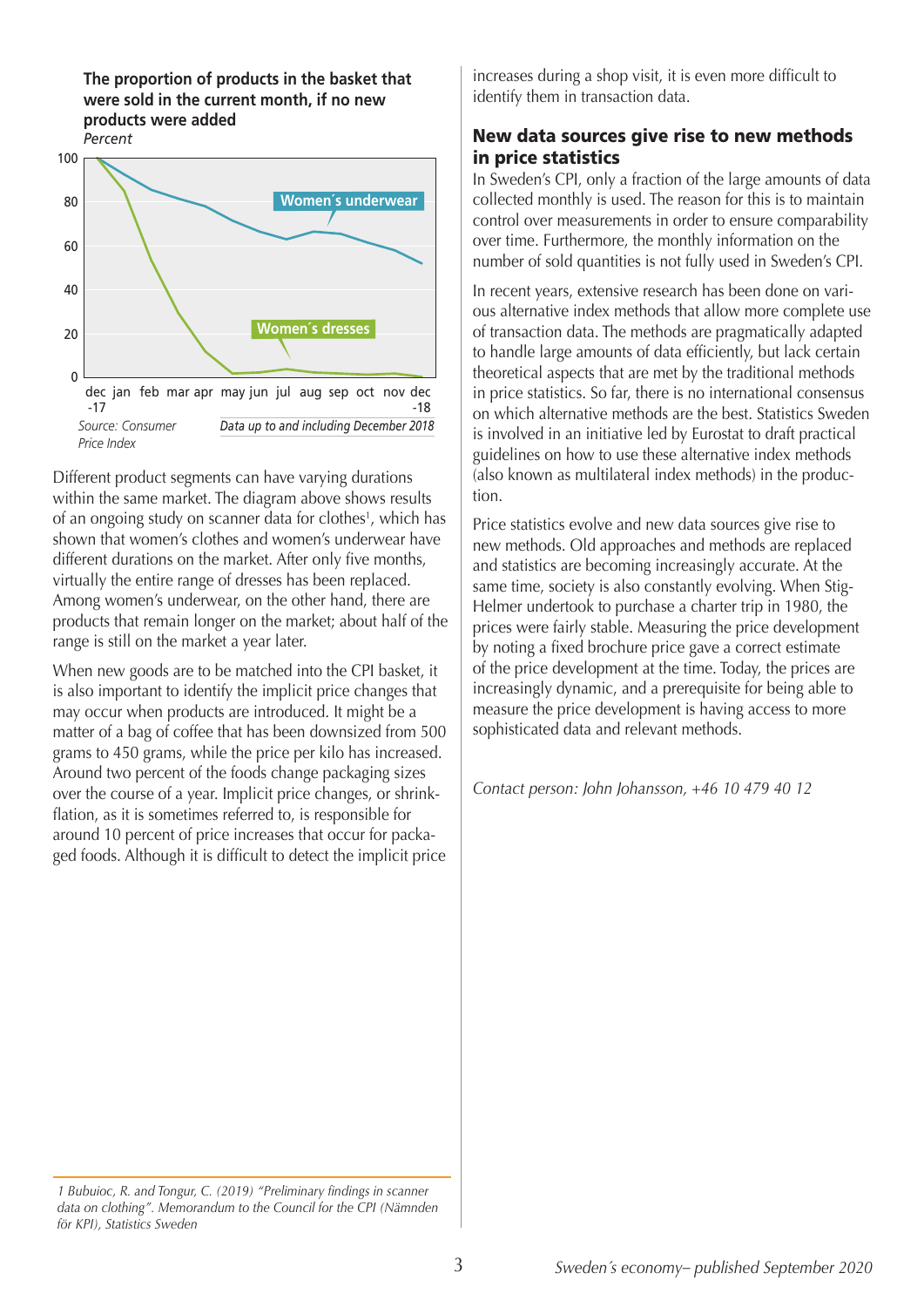**The proportion of products in the basket that were sold in the current month, if no new products were added**

*Percent*

100
80
60
40
20
0

dec -17 jan feb mar apr may jun jul aug sep oct nov dec -18

Women´s underwear

Women´s dresses

Source: Consumer Price Index

Data up to and including December 2018

Different product segments can have varying durations within the same market. The diagram above shows results of an ongoing study on scanner data for clothes[1], which has shown that women's clothes and women's underwear have different durations on the market. After only five months, virtually the entire range of dresses has been replaced. Among women's underwear, on the other hand, there are products that remain longer on the market; about half of the range is still on the market a year later.

When new goods are to be matched into the CPI basket, it is also important to identify the implicit price changes that may occur when products are introduced. It might be a matter of a bag of coffee that has been downsized from 500 grams to 450 grams, while the price per kilo has increased. Around two percent of the foods change packaging sizes over the course of a year. Implicit price changes, or shrinkflation, as it is sometimes referred to, is responsible for around 10 percent of price increases that occur for packaged foods. Although it is difficult to detect the implicit price increases during a shop visit, it is even more difficult to identify them in transaction data.

## New data sources give rise to new methods in price statistics

In Sweden's CPI, only a fraction of the large amounts of data collected monthly is used. The reason for this is to maintain control over measurements in order to ensure comparability over time. Furthermore, the monthly information on the number of sold quantities is not fully used in Sweden's CPI.

In recent years, extensive research has been done on various alternative index methods that allow more complete use of transaction data. The methods are pragmatically adapted to handle large amounts of data efficiently, but lack certain theoretical aspects that are met by the traditional methods in price statistics. So far, there is no international consensus on which alternative methods are the best. Statistics Sweden is involved in an initiative led by Eurostat to draft practical guidelines on how to use these alternative index methods (also known as multilateral index methods) in the production.

Price statistics evolve and new data sources give rise to new methods. Old approaches and methods are replaced and statistics are becoming increasingly accurate. At the same time, society is also constantly evolving. When Stig-Helmer undertook to purchase a charter trip in 1980, the prices were fairly stable. Measuring the price development by noting a fixed brochure price gave a correct estimate of the price development at the time. Today, the prices are increasingly dynamic, and a prerequisite for being able to measure the price development is having access to more sophisticated data and relevant methods.

*Contact person: John Johansson, +46 10 479 40 12*

---

*1 Bubuioc, R. and Tongur, C. (2019) "Preliminary findings in scanner data on clothing". Memorandum to the Council for the CPI (Nämnden för KPI), Statistics Sweden*